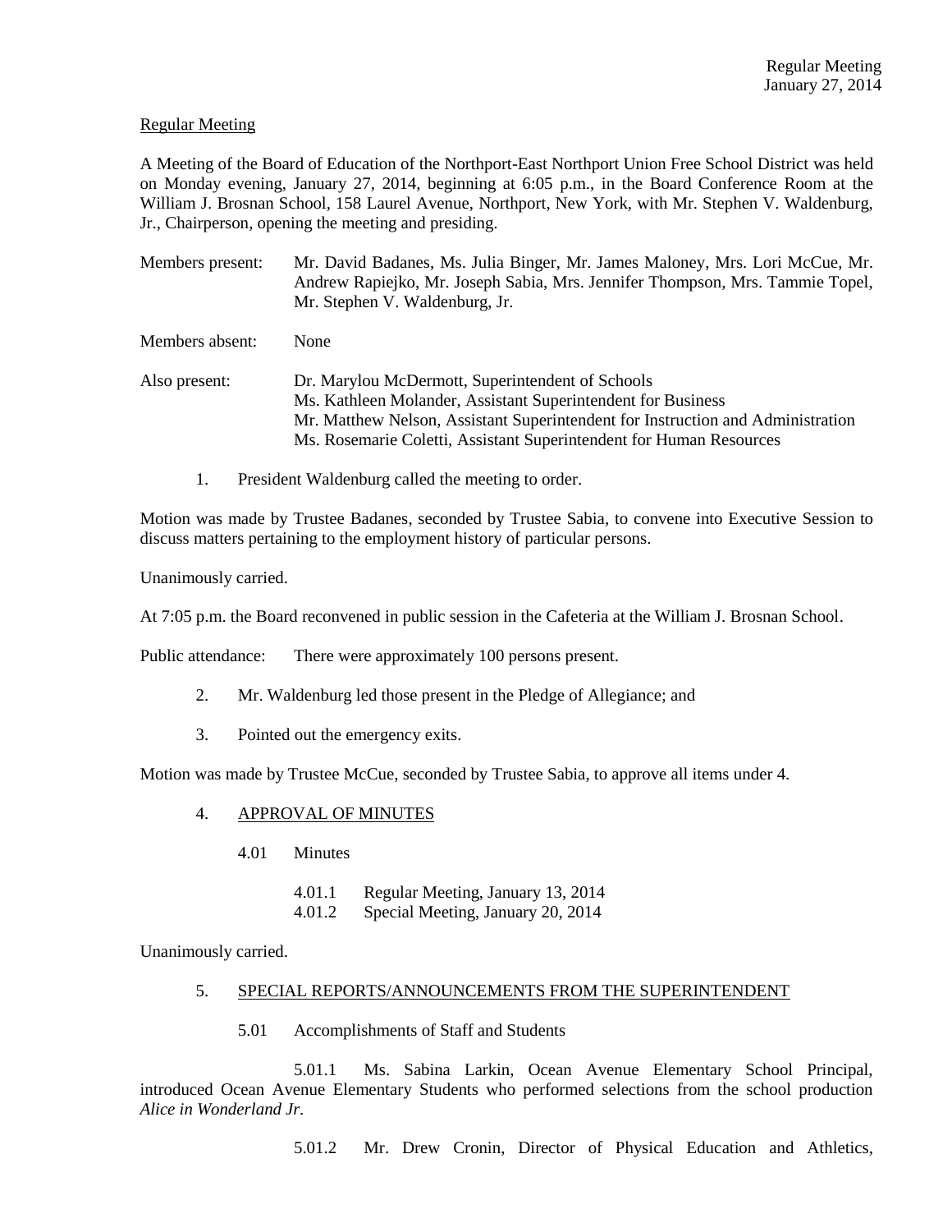Regular Meeting

A Meeting of the Board of Education of the Northport-East Northport Union Free School District was held on Monday evening, January 27, 2014, beginning at 6:05 p.m., in the Board Conference Room at the William J. Brosnan School, 158 Laurel Avenue, Northport, New York, with Mr. Stephen V. Waldenburg, Jr., Chairperson, opening the meeting and presiding.

Members present: Mr. David Badanes, Ms. Julia Binger, Mr. James Maloney, Mrs. Lori McCue, Mr. Andrew Rapiejko, Mr. Joseph Sabia, Mrs. Jennifer Thompson, Mrs. Tammie Topel, Mr. Stephen V. Waldenburg, Jr.

Members absent: None

Also present: Dr. Marylou McDermott, Superintendent of Schools
Ms. Kathleen Molander, Assistant Superintendent for Business
Mr. Matthew Nelson, Assistant Superintendent for Instruction and Administration
Ms. Rosemarie Coletti, Assistant Superintendent for Human Resources

1. President Waldenburg called the meeting to order.

Motion was made by Trustee Badanes, seconded by Trustee Sabia, to convene into Executive Session to discuss matters pertaining to the employment history of particular persons.

Unanimously carried.

At 7:05 p.m. the Board reconvened in public session in the Cafeteria at the William J. Brosnan School.

Public attendance: There were approximately 100 persons present.

2. Mr. Waldenburg led those present in the Pledge of Allegiance; and

3. Pointed out the emergency exits.

Motion was made by Trustee McCue, seconded by Trustee Sabia, to approve all items under 4.

4. APPROVAL OF MINUTES

4.01 Minutes

4.01.1 Regular Meeting, January 13, 2014
4.01.2 Special Meeting, January 20, 2014

Unanimously carried.

5. SPECIAL REPORTS/ANNOUNCEMENTS FROM THE SUPERINTENDENT

5.01 Accomplishments of Staff and Students

5.01.1 Ms. Sabina Larkin, Ocean Avenue Elementary School Principal, introduced Ocean Avenue Elementary Students who performed selections from the school production *Alice in Wonderland Jr.*

5.01.2 Mr. Drew Cronin, Director of Physical Education and Athletics,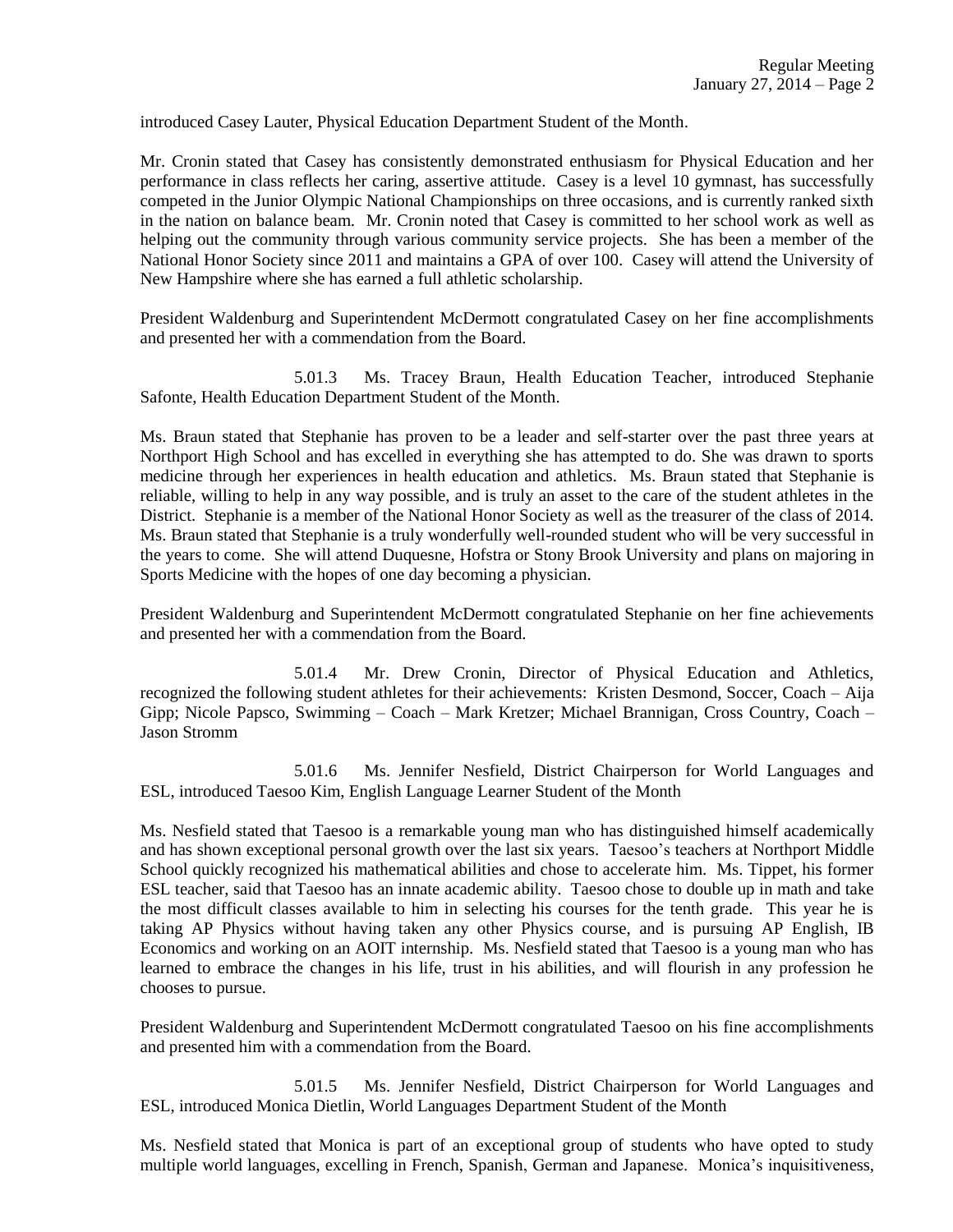introduced Casey Lauter, Physical Education Department Student of the Month.

Mr. Cronin stated that Casey has consistently demonstrated enthusiasm for Physical Education and her performance in class reflects her caring, assertive attitude. Casey is a level 10 gymnast, has successfully competed in the Junior Olympic National Championships on three occasions, and is currently ranked sixth in the nation on balance beam. Mr. Cronin noted that Casey is committed to her school work as well as helping out the community through various community service projects. She has been a member of the National Honor Society since 2011 and maintains a GPA of over 100. Casey will attend the University of New Hampshire where she has earned a full athletic scholarship.

President Waldenburg and Superintendent McDermott congratulated Casey on her fine accomplishments and presented her with a commendation from the Board.

5.01.3 Ms. Tracey Braun, Health Education Teacher, introduced Stephanie Safonte, Health Education Department Student of the Month.

Ms. Braun stated that Stephanie has proven to be a leader and self-starter over the past three years at Northport High School and has excelled in everything she has attempted to do. She was drawn to sports medicine through her experiences in health education and athletics. Ms. Braun stated that Stephanie is reliable, willing to help in any way possible, and is truly an asset to the care of the student athletes in the District. Stephanie is a member of the National Honor Society as well as the treasurer of the class of 2014. Ms. Braun stated that Stephanie is a truly wonderfully well-rounded student who will be very successful in the years to come. She will attend Duquesne, Hofstra or Stony Brook University and plans on majoring in Sports Medicine with the hopes of one day becoming a physician.

President Waldenburg and Superintendent McDermott congratulated Stephanie on her fine achievements and presented her with a commendation from the Board.

5.01.4 Mr. Drew Cronin, Director of Physical Education and Athletics, recognized the following student athletes for their achievements: Kristen Desmond, Soccer, Coach – Aija Gipp; Nicole Papsco, Swimming – Coach – Mark Kretzer; Michael Brannigan, Cross Country, Coach – Jason Stromm

5.01.6 Ms. Jennifer Nesfield, District Chairperson for World Languages and ESL, introduced Taesoo Kim, English Language Learner Student of the Month

Ms. Nesfield stated that Taesoo is a remarkable young man who has distinguished himself academically and has shown exceptional personal growth over the last six years. Taesoo's teachers at Northport Middle School quickly recognized his mathematical abilities and chose to accelerate him. Ms. Tippet, his former ESL teacher, said that Taesoo has an innate academic ability. Taesoo chose to double up in math and take the most difficult classes available to him in selecting his courses for the tenth grade. This year he is taking AP Physics without having taken any other Physics course, and is pursuing AP English, IB Economics and working on an AOIT internship. Ms. Nesfield stated that Taesoo is a young man who has learned to embrace the changes in his life, trust in his abilities, and will flourish in any profession he chooses to pursue.

President Waldenburg and Superintendent McDermott congratulated Taesoo on his fine accomplishments and presented him with a commendation from the Board.

5.01.5 Ms. Jennifer Nesfield, District Chairperson for World Languages and ESL, introduced Monica Dietlin, World Languages Department Student of the Month

Ms. Nesfield stated that Monica is part of an exceptional group of students who have opted to study multiple world languages, excelling in French, Spanish, German and Japanese. Monica's inquisitiveness,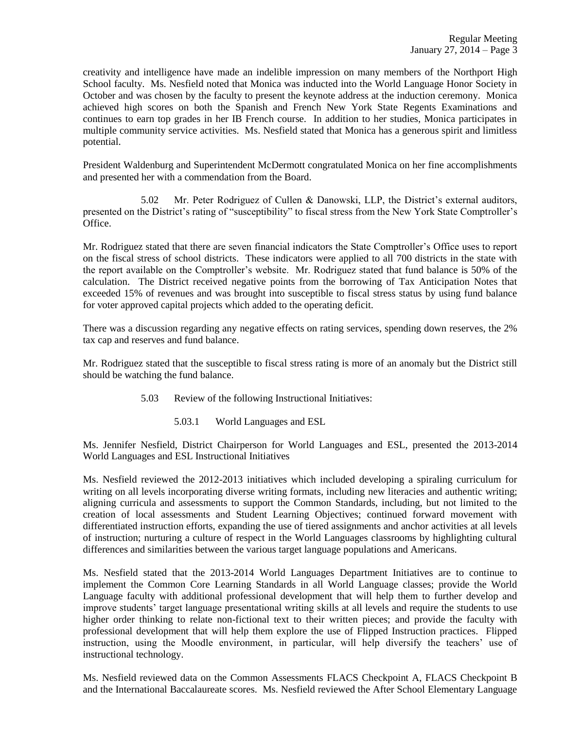creativity and intelligence have made an indelible impression on many members of the Northport High School faculty. Ms. Nesfield noted that Monica was inducted into the World Language Honor Society in October and was chosen by the faculty to present the keynote address at the induction ceremony. Monica achieved high scores on both the Spanish and French New York State Regents Examinations and continues to earn top grades in her IB French course. In addition to her studies, Monica participates in multiple community service activities. Ms. Nesfield stated that Monica has a generous spirit and limitless potential.

President Waldenburg and Superintendent McDermott congratulated Monica on her fine accomplishments and presented her with a commendation from the Board.

5.02 Mr. Peter Rodriguez of Cullen & Danowski, LLP, the District's external auditors, presented on the District's rating of "susceptibility" to fiscal stress from the New York State Comptroller's Office.

Mr. Rodriguez stated that there are seven financial indicators the State Comptroller's Office uses to report on the fiscal stress of school districts. These indicators were applied to all 700 districts in the state with the report available on the Comptroller's website. Mr. Rodriguez stated that fund balance is 50% of the calculation. The District received negative points from the borrowing of Tax Anticipation Notes that exceeded 15% of revenues and was brought into susceptible to fiscal stress status by using fund balance for voter approved capital projects which added to the operating deficit.

There was a discussion regarding any negative effects on rating services, spending down reserves, the 2% tax cap and reserves and fund balance.

Mr. Rodriguez stated that the susceptible to fiscal stress rating is more of an anomaly but the District still should be watching the fund balance.

5.03 Review of the following Instructional Initiatives:

5.03.1 World Languages and ESL

Ms. Jennifer Nesfield, District Chairperson for World Languages and ESL, presented the 2013-2014 World Languages and ESL Instructional Initiatives

Ms. Nesfield reviewed the 2012-2013 initiatives which included developing a spiraling curriculum for writing on all levels incorporating diverse writing formats, including new literacies and authentic writing; aligning curricula and assessments to support the Common Standards, including, but not limited to the creation of local assessments and Student Learning Objectives; continued forward movement with differentiated instruction efforts, expanding the use of tiered assignments and anchor activities at all levels of instruction; nurturing a culture of respect in the World Languages classrooms by highlighting cultural differences and similarities between the various target language populations and Americans.

Ms. Nesfield stated that the 2013-2014 World Languages Department Initiatives are to continue to implement the Common Core Learning Standards in all World Language classes; provide the World Language faculty with additional professional development that will help them to further develop and improve students' target language presentational writing skills at all levels and require the students to use higher order thinking to relate non-fictional text to their written pieces; and provide the faculty with professional development that will help them explore the use of Flipped Instruction practices. Flipped instruction, using the Moodle environment, in particular, will help diversify the teachers' use of instructional technology.

Ms. Nesfield reviewed data on the Common Assessments FLACS Checkpoint A, FLACS Checkpoint B and the International Baccalaureate scores. Ms. Nesfield reviewed the After School Elementary Language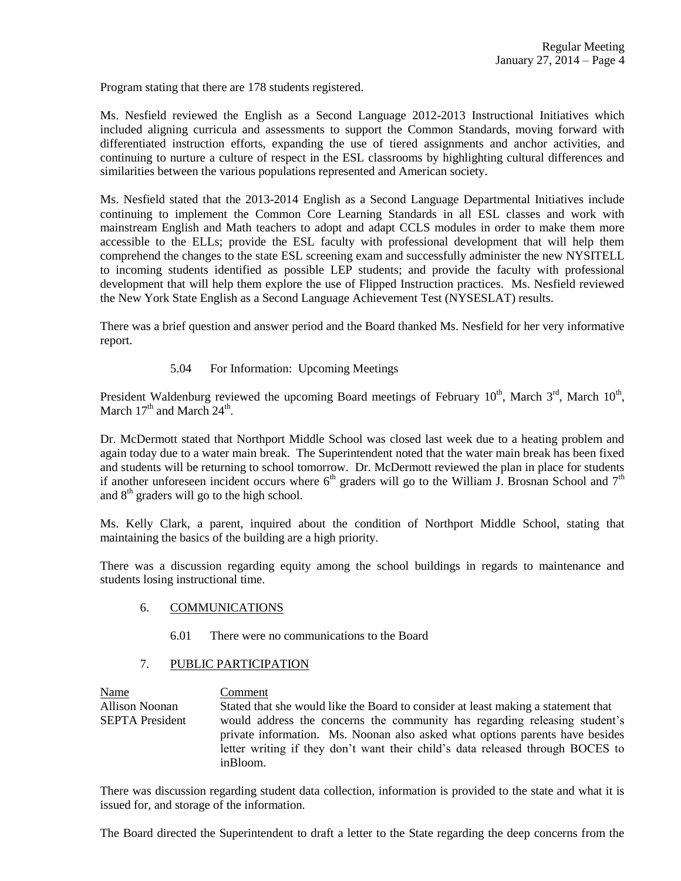Program stating that there are 178 students registered.

Ms. Nesfield reviewed the English as a Second Language 2012-2013 Instructional Initiatives which included aligning curricula and assessments to support the Common Standards, moving forward with differentiated instruction efforts, expanding the use of tiered assignments and anchor activities, and continuing to nurture a culture of respect in the ESL classrooms by highlighting cultural differences and similarities between the various populations represented and American society.

Ms. Nesfield stated that the 2013-2014 English as a Second Language Departmental Initiatives include continuing to implement the Common Core Learning Standards in all ESL classes and work with mainstream English and Math teachers to adopt and adapt CCLS modules in order to make them more accessible to the ELLs; provide the ESL faculty with professional development that will help them comprehend the changes to the state ESL screening exam and successfully administer the new NYSITELL to incoming students identified as possible LEP students; and provide the faculty with professional development that will help them explore the use of Flipped Instruction practices. Ms. Nesfield reviewed the New York State English as a Second Language Achievement Test (NYSESLAT) results.

There was a brief question and answer period and the Board thanked Ms. Nesfield for her very informative report.

5.04 For Information: Upcoming Meetings

President Waldenburg reviewed the upcoming Board meetings of February 10th, March 3rd, March 10th, March 17th and March 24th.

Dr. McDermott stated that Northport Middle School was closed last week due to a heating problem and again today due to a water main break. The Superintendent noted that the water main break has been fixed and students will be returning to school tomorrow. Dr. McDermott reviewed the plan in place for students if another unforeseen incident occurs where 6th graders will go to the William J. Brosnan School and 7th and 8th graders will go to the high school.

Ms. Kelly Clark, a parent, inquired about the condition of Northport Middle School, stating that maintaining the basics of the building are a high priority.

There was a discussion regarding equity among the school buildings in regards to maintenance and students losing instructional time.

6. COMMUNICATIONS

6.01 There were no communications to the Board

7. PUBLIC PARTICIPATION

| Name | Comment |
|---|---|
| Allison Noonan SEPTA President | Stated that she would like the Board to consider at least making a statement that would address the concerns the community has regarding releasing student's private information. Ms. Noonan also asked what options parents have besides letter writing if they don't want their child's data released through BOCES to inBloom. |

There was discussion regarding student data collection, information is provided to the state and what it is issued for, and storage of the information.

The Board directed the Superintendent to draft a letter to the State regarding the deep concerns from the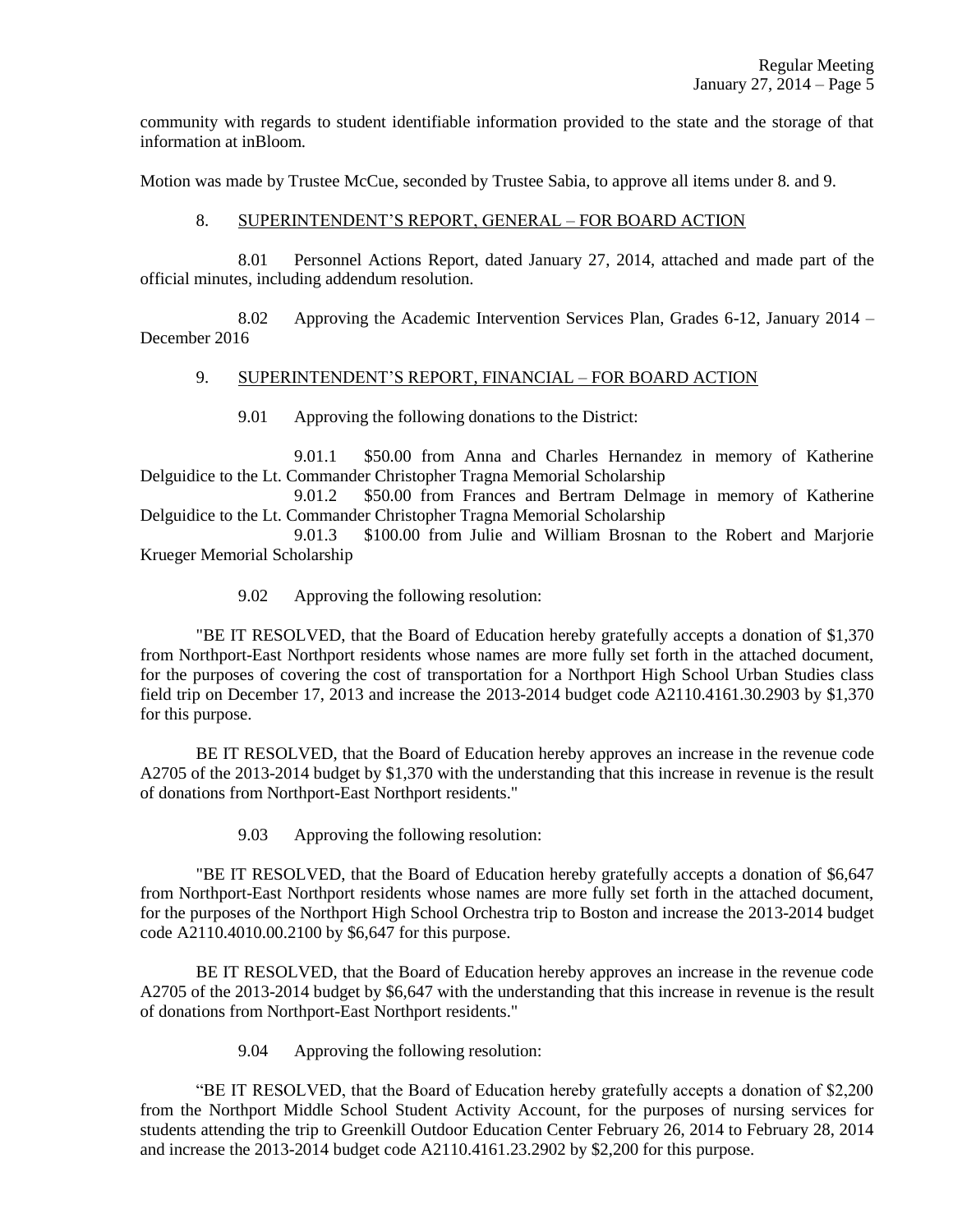community with regards to student identifiable information provided to the state and the storage of that information at inBloom.

Motion was made by Trustee McCue, seconded by Trustee Sabia, to approve all items under 8. and 9.

8. SUPERINTENDENT'S REPORT, GENERAL – FOR BOARD ACTION

8.01 Personnel Actions Report, dated January 27, 2014, attached and made part of the official minutes, including addendum resolution.

8.02 Approving the Academic Intervention Services Plan, Grades 6-12, January 2014 – December 2016

9. SUPERINTENDENT'S REPORT, FINANCIAL – FOR BOARD ACTION

9.01 Approving the following donations to the District:

9.01.1 $50.00 from Anna and Charles Hernandez in memory of Katherine Delguidice to the Lt. Commander Christopher Tragna Memorial Scholarship

9.01.2 $50.00 from Frances and Bertram Delmage in memory of Katherine Delguidice to the Lt. Commander Christopher Tragna Memorial Scholarship

9.01.3 $100.00 from Julie and William Brosnan to the Robert and Marjorie Krueger Memorial Scholarship

9.02 Approving the following resolution:

"BE IT RESOLVED, that the Board of Education hereby gratefully accepts a donation of $1,370 from Northport-East Northport residents whose names are more fully set forth in the attached document, for the purposes of covering the cost of transportation for a Northport High School Urban Studies class field trip on December 17, 2013 and increase the 2013-2014 budget code A2110.4161.30.2903 by $1,370 for this purpose.

BE IT RESOLVED, that the Board of Education hereby approves an increase in the revenue code A2705 of the 2013-2014 budget by $1,370 with the understanding that this increase in revenue is the result of donations from Northport-East Northport residents."

9.03 Approving the following resolution:

"BE IT RESOLVED, that the Board of Education hereby gratefully accepts a donation of $6,647 from Northport-East Northport residents whose names are more fully set forth in the attached document, for the purposes of the Northport High School Orchestra trip to Boston and increase the 2013-2014 budget code A2110.4010.00.2100 by $6,647 for this purpose.

BE IT RESOLVED, that the Board of Education hereby approves an increase in the revenue code A2705 of the 2013-2014 budget by $6,647 with the understanding that this increase in revenue is the result of donations from Northport-East Northport residents."

9.04 Approving the following resolution:

"BE IT RESOLVED, that the Board of Education hereby gratefully accepts a donation of $2,200 from the Northport Middle School Student Activity Account, for the purposes of nursing services for students attending the trip to Greenkill Outdoor Education Center February 26, 2014 to February 28, 2014 and increase the 2013-2014 budget code A2110.4161.23.2902 by $2,200 for this purpose.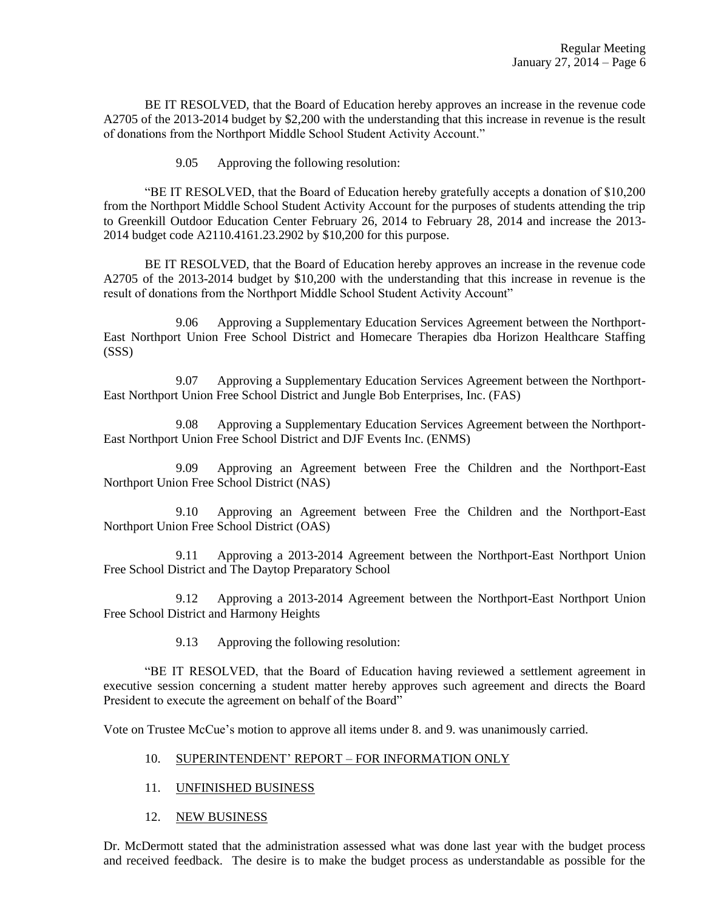BE IT RESOLVED, that the Board of Education hereby approves an increase in the revenue code A2705 of the 2013-2014 budget by $2,200 with the understanding that this increase in revenue is the result of donations from the Northport Middle School Student Activity Account."

9.05 Approving the following resolution:

"BE IT RESOLVED, that the Board of Education hereby gratefully accepts a donation of $10,200 from the Northport Middle School Student Activity Account for the purposes of students attending the trip to Greenkill Outdoor Education Center February 26, 2014 to February 28, 2014 and increase the 2013-2014 budget code A2110.4161.23.2902 by $10,200 for this purpose.

BE IT RESOLVED, that the Board of Education hereby approves an increase in the revenue code A2705 of the 2013-2014 budget by $10,200 with the understanding that this increase in revenue is the result of donations from the Northport Middle School Student Activity Account"

9.06 Approving a Supplementary Education Services Agreement between the Northport-East Northport Union Free School District and Homecare Therapies dba Horizon Healthcare Staffing (SSS)

9.07 Approving a Supplementary Education Services Agreement between the Northport-East Northport Union Free School District and Jungle Bob Enterprises, Inc. (FAS)

9.08 Approving a Supplementary Education Services Agreement between the Northport-East Northport Union Free School District and DJF Events Inc. (ENMS)

9.09 Approving an Agreement between Free the Children and the Northport-East Northport Union Free School District (NAS)

9.10 Approving an Agreement between Free the Children and the Northport-East Northport Union Free School District (OAS)

9.11 Approving a 2013-2014 Agreement between the Northport-East Northport Union Free School District and The Daytop Preparatory School

9.12 Approving a 2013-2014 Agreement between the Northport-East Northport Union Free School District and Harmony Heights

9.13 Approving the following resolution:

"BE IT RESOLVED, that the Board of Education having reviewed a settlement agreement in executive session concerning a student matter hereby approves such agreement and directs the Board President to execute the agreement on behalf of the Board"

Vote on Trustee McCue's motion to approve all items under 8. and 9. was unanimously carried.

10. SUPERINTENDENT' REPORT – FOR INFORMATION ONLY

11. UNFINISHED BUSINESS

12. NEW BUSINESS

Dr. McDermott stated that the administration assessed what was done last year with the budget process and received feedback. The desire is to make the budget process as understandable as possible for the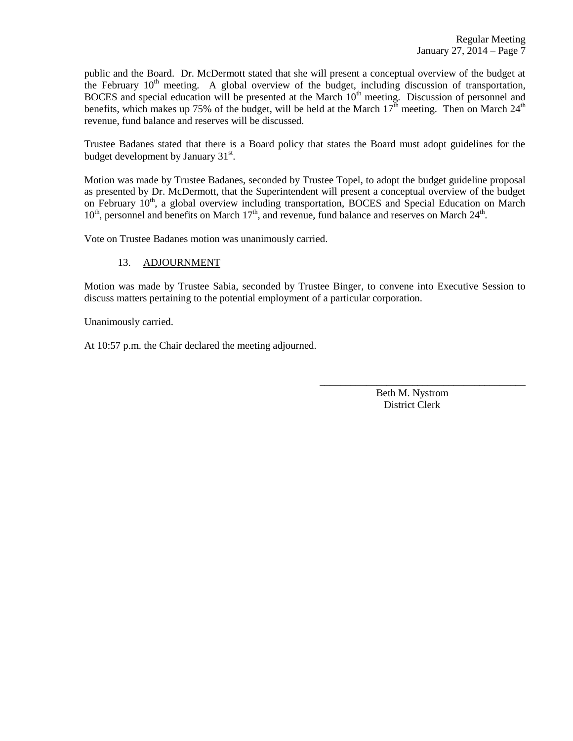public and the Board. Dr. McDermott stated that she will present a conceptual overview of the budget at the February 10th meeting. A global overview of the budget, including discussion of transportation, BOCES and special education will be presented at the March 10th meeting. Discussion of personnel and benefits, which makes up 75% of the budget, will be held at the March 17th meeting. Then on March 24th revenue, fund balance and reserves will be discussed.

Trustee Badanes stated that there is a Board policy that states the Board must adopt guidelines for the budget development by January 31st.

Motion was made by Trustee Badanes, seconded by Trustee Topel, to adopt the budget guideline proposal as presented by Dr. McDermott, that the Superintendent will present a conceptual overview of the budget on February 10th, a global overview including transportation, BOCES and Special Education on March 10th, personnel and benefits on March 17th, and revenue, fund balance and reserves on March 24th.

Vote on Trustee Badanes motion was unanimously carried.

13. ADJOURNMENT

Motion was made by Trustee Sabia, seconded by Trustee Binger, to convene into Executive Session to discuss matters pertaining to the potential employment of a particular corporation.

Unanimously carried.

At 10:57 p.m. the Chair declared the meeting adjourned.

\_\_\_\_\_\_\_\_\_\_\_\_\_\_\_\_\_\_\_\_\_\_\_\_\_\_\_\_\_\_\_\_\_\_\_\_\_\_\_\_

Beth M. Nystrom
District Clerk